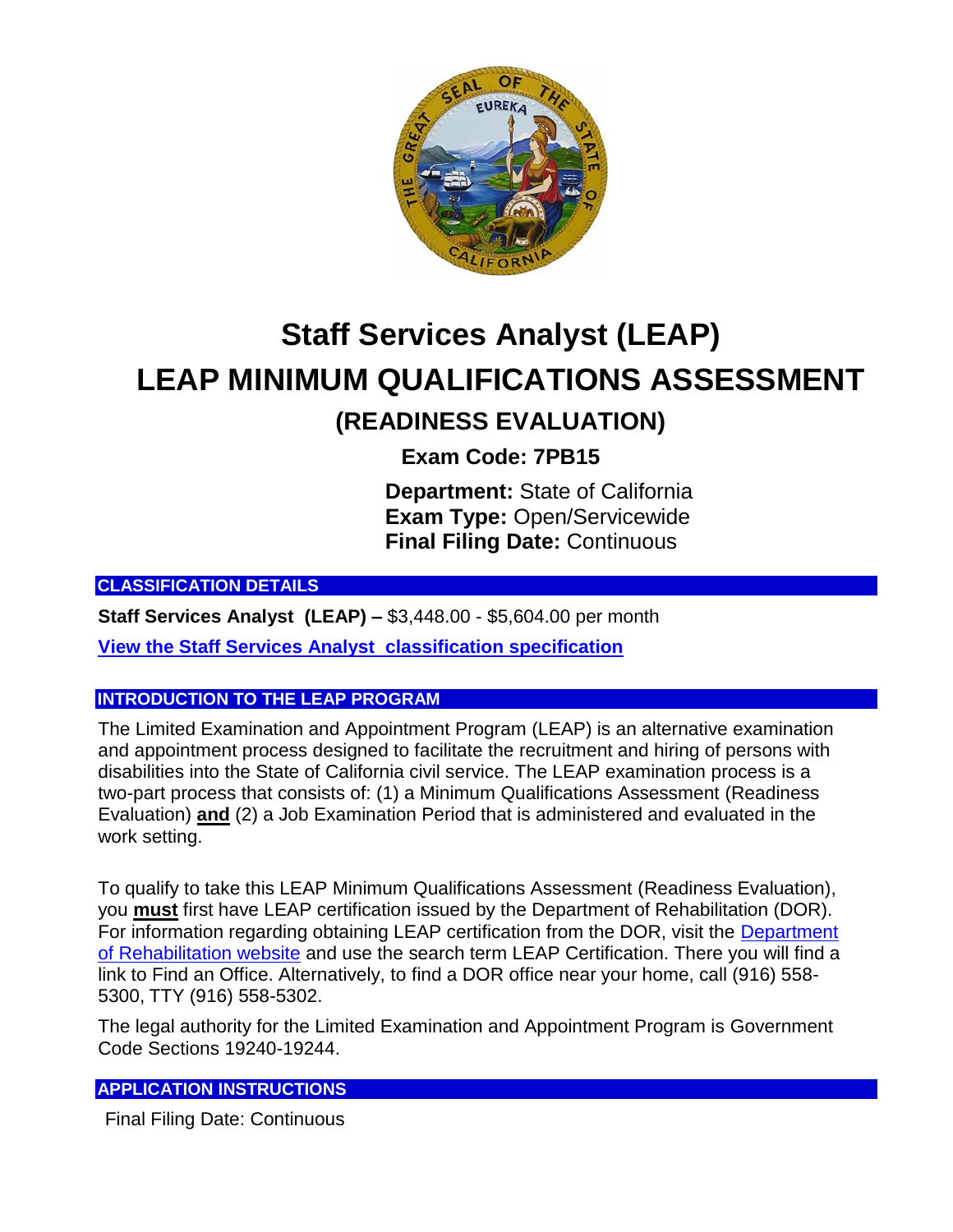# Staff Services Analyst (LEAP)

# LEAP MINIMUM QUALIFICATIONS ASSESSMENT

## (READINESS EVALUATION)

**Exam Code: 7PB15**

**Department:** State of California
**Exam Type:** Open/Servicewide
**Final Filing Date:** Continuous

### CLASSIFICATION DETAILS

**Staff Services Analyst (LEAP) –** $3,448.00 - $5,604.00 per month

**View the Staff Services Analyst classification specification**

### INTRODUCTION TO THE LEAP PROGRAM

The Limited Examination and Appointment Program (LEAP) is an alternative examination and appointment process designed to facilitate the recruitment and hiring of persons with disabilities into the State of California civil service. The LEAP examination process is a two-part process that consists of: (1) a Minimum Qualifications Assessment (Readiness Evaluation) **and** (2) a Job Examination Period that is administered and evaluated in the work setting.

To qualify to take this LEAP Minimum Qualifications Assessment (Readiness Evaluation), you **must** first have LEAP certification issued by the Department of Rehabilitation (DOR). For information regarding obtaining LEAP certification from the DOR, visit the Department of Rehabilitation website and use the search term LEAP Certification. There you will find a link to Find an Office. Alternatively, to find a DOR office near your home, call (916) 558-5300, TTY (916) 558-5302.

The legal authority for the Limited Examination and Appointment Program is Government Code Sections 19240-19244.

### APPLICATION INSTRUCTIONS

Final Filing Date: Continuous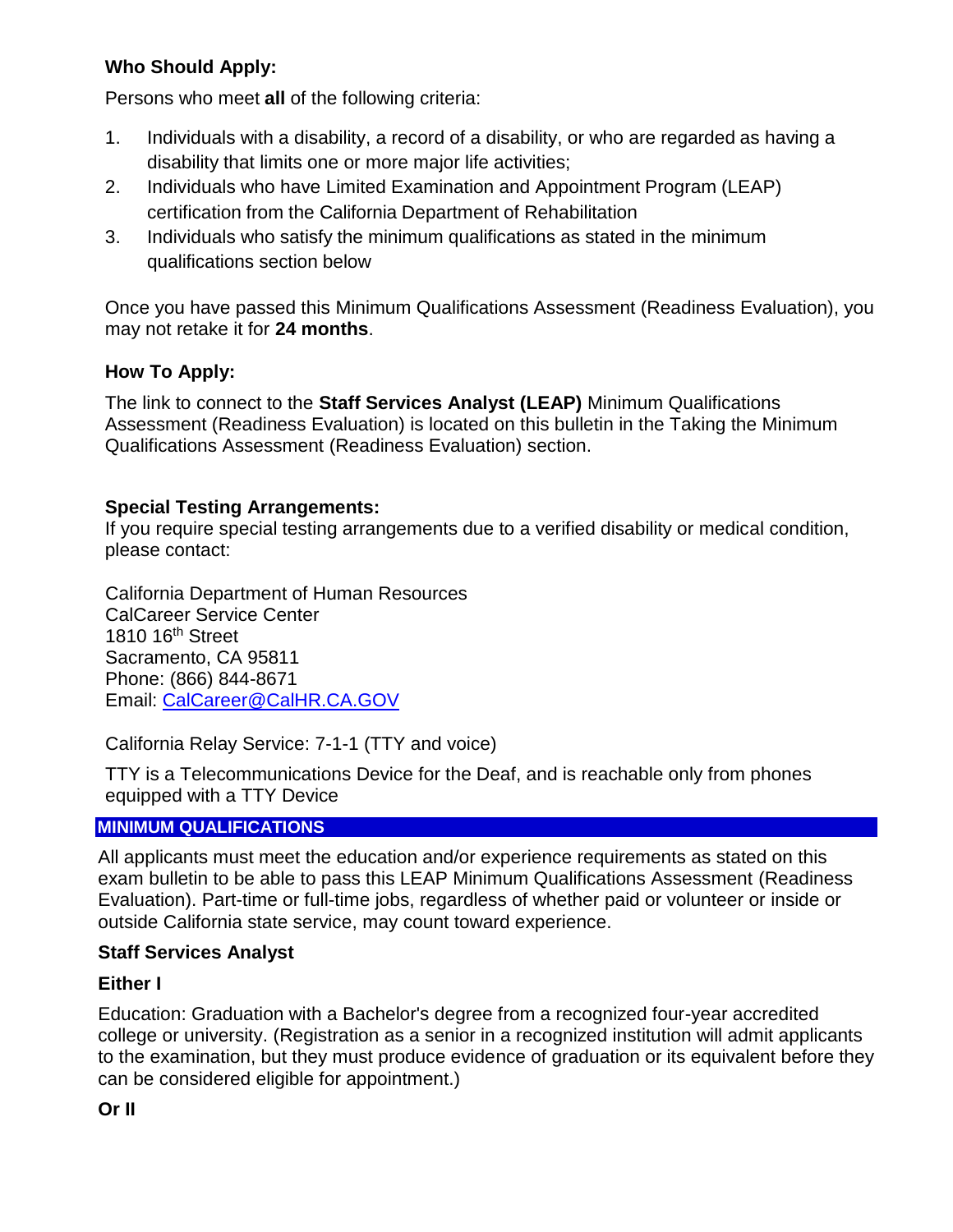**Who Should Apply:**

Persons who meet **all** of the following criteria:

1. Individuals with a disability, a record of a disability, or who are regarded as having a disability that limits one or more major life activities;
2. Individuals who have Limited Examination and Appointment Program (LEAP) certification from the California Department of Rehabilitation
3. Individuals who satisfy the minimum qualifications as stated in the minimum qualifications section below

Once you have passed this Minimum Qualifications Assessment (Readiness Evaluation), you may not retake it for **24 months**.

**How To Apply:**

The link to connect to the **Staff Services Analyst (LEAP)** Minimum Qualifications Assessment (Readiness Evaluation) is located on this bulletin in the Taking the Minimum Qualifications Assessment (Readiness Evaluation) section.

**Special Testing Arrangements:**

If you require special testing arrangements due to a verified disability or medical condition, please contact:

California Department of Human Resources
CalCareer Service Center
1810 16th Street
Sacramento, CA 95811
Phone: (866) 844-8671
Email: CalCareer@CalHR.CA.GOV

California Relay Service: 7-1-1 (TTY and voice)

TTY is a Telecommunications Device for the Deaf, and is reachable only from phones equipped with a TTY Device

## MINIMUM QUALIFICATIONS

All applicants must meet the education and/or experience requirements as stated on this exam bulletin to be able to pass this LEAP Minimum Qualifications Assessment (Readiness Evaluation). Part-time or full-time jobs, regardless of whether paid or volunteer or inside or outside California state service, may count toward experience.

**Staff Services Analyst**

**Either I**

Education: Graduation with a Bachelor's degree from a recognized four-year accredited college or university. (Registration as a senior in a recognized institution will admit applicants to the examination, but they must produce evidence of graduation or its equivalent before they can be considered eligible for appointment.)

**Or II**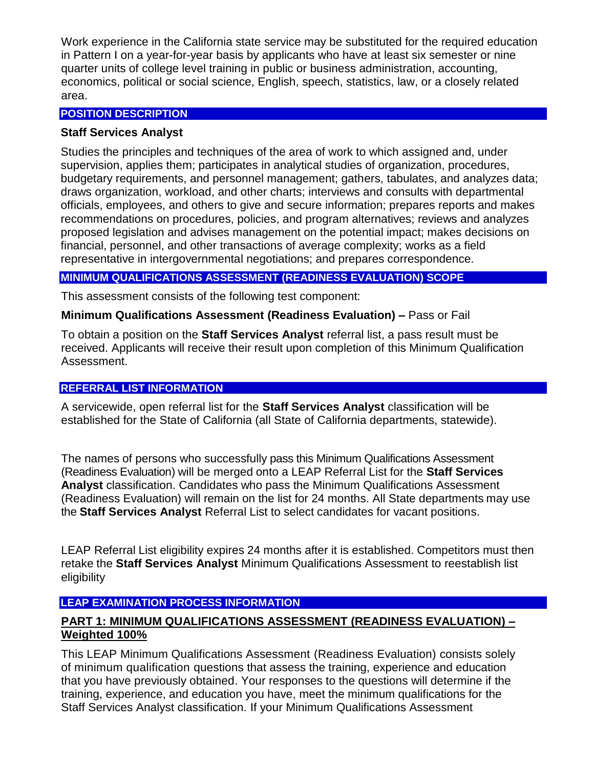Work experience in the California state service may be substituted for the required education in Pattern I on a year-for-year basis by applicants who have at least six semester or nine quarter units of college level training in public or business administration, accounting, economics, political or social science, English, speech, statistics, law, or a closely related area.

## POSITION DESCRIPTION

**Staff Services Analyst**

Studies the principles and techniques of the area of work to which assigned and, under supervision, applies them; participates in analytical studies of organization, procedures, budgetary requirements, and personnel management; gathers, tabulates, and analyzes data; draws organization, workload, and other charts; interviews and consults with departmental officials, employees, and others to give and secure information; prepares reports and makes recommendations on procedures, policies, and program alternatives; reviews and analyzes proposed legislation and advises management on the potential impact; makes decisions on financial, personnel, and other transactions of average complexity; works as a field representative in intergovernmental negotiations; and prepares correspondence.

## MINIMUM QUALIFICATIONS ASSESSMENT (READINESS EVALUATION) SCOPE

This assessment consists of the following test component:

**Minimum Qualifications Assessment (Readiness Evaluation) –** Pass or Fail

To obtain a position on the **Staff Services Analyst** referral list, a pass result must be received. Applicants will receive their result upon completion of this Minimum Qualification Assessment.

## REFERRAL LIST INFORMATION

A servicewide, open referral list for the **Staff Services Analyst** classification will be established for the State of California (all State of California departments, statewide).

The names of persons who successfully pass this Minimum Qualifications Assessment (Readiness Evaluation) will be merged onto a LEAP Referral List for the **Staff Services Analyst** classification. Candidates who pass the Minimum Qualifications Assessment (Readiness Evaluation) will remain on the list for 24 months. All State departments may use the **Staff Services Analyst** Referral List to select candidates for vacant positions.

LEAP Referral List eligibility expires 24 months after it is established. Competitors must then retake the **Staff Services Analyst** Minimum Qualifications Assessment to reestablish list eligibility

## LEAP EXAMINATION PROCESS INFORMATION

### PART 1: MINIMUM QUALIFICATIONS ASSESSMENT (READINESS EVALUATION) – Weighted 100%

This LEAP Minimum Qualifications Assessment (Readiness Evaluation) consists solely of minimum qualification questions that assess the training, experience and education that you have previously obtained. Your responses to the questions will determine if the training, experience, and education you have, meet the minimum qualifications for the Staff Services Analyst classification. If your Minimum Qualifications Assessment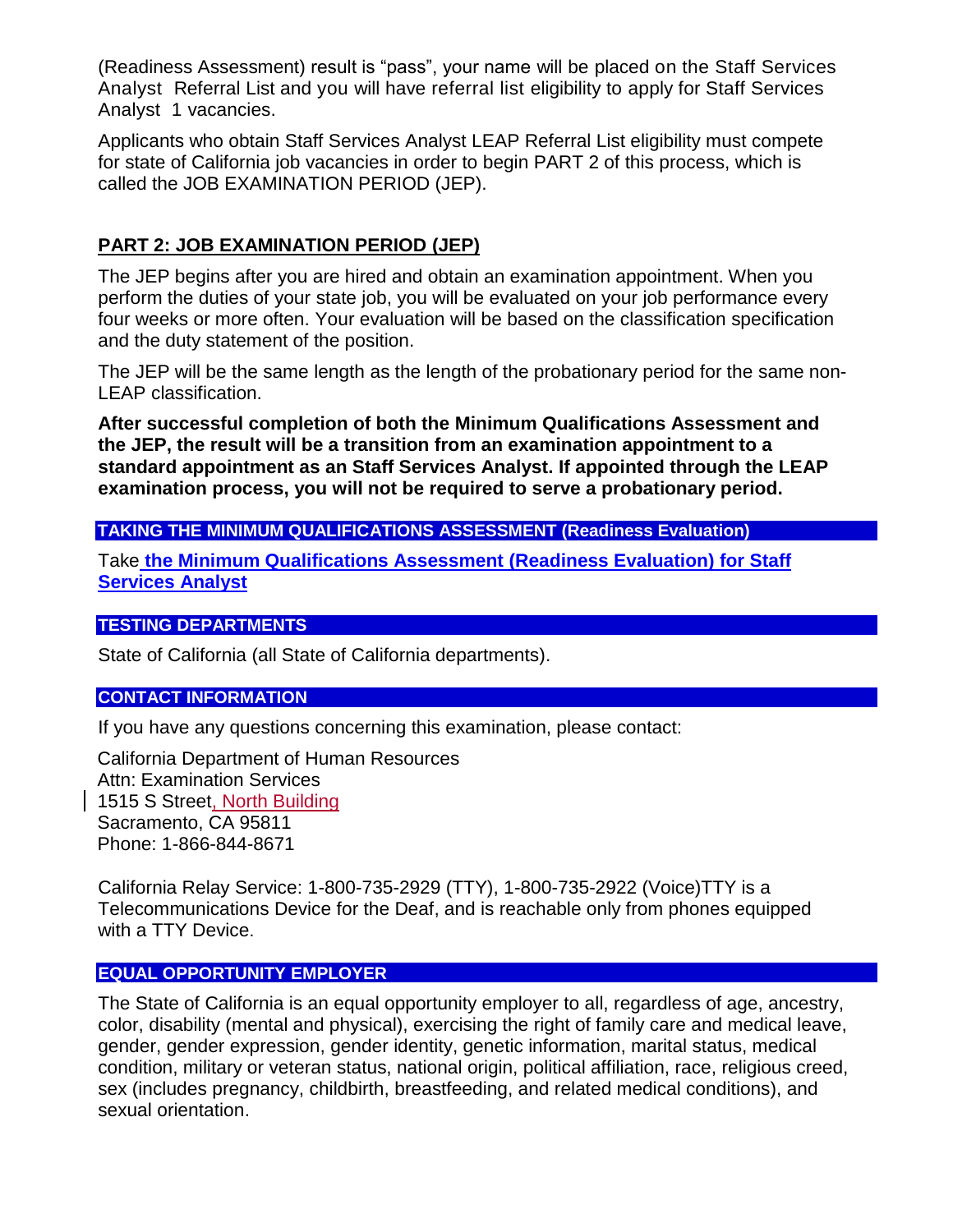(Readiness Assessment) result is "pass", your name will be placed on the Staff Services Analyst Referral List and you will have referral list eligibility to apply for Staff Services Analyst 1 vacancies.

Applicants who obtain Staff Services Analyst LEAP Referral List eligibility must compete for state of California job vacancies in order to begin PART 2 of this process, which is called the JOB EXAMINATION PERIOD (JEP).

## PART 2: JOB EXAMINATION PERIOD (JEP)

The JEP begins after you are hired and obtain an examination appointment. When you perform the duties of your state job, you will be evaluated on your job performance every four weeks or more often. Your evaluation will be based on the classification specification and the duty statement of the position.

The JEP will be the same length as the length of the probationary period for the same non-LEAP classification.

**After successful completion of both the Minimum Qualifications Assessment and the JEP, the result will be a transition from an examination appointment to a standard appointment as an Staff Services Analyst. If appointed through the LEAP examination process, you will not be required to serve a probationary period.**

## TAKING THE MINIMUM QUALIFICATIONS ASSESSMENT (Readiness Evaluation)

Take **the Minimum Qualifications Assessment (Readiness Evaluation) for Staff Services Analyst**

## TESTING DEPARTMENTS

State of California (all State of California departments).

## CONTACT INFORMATION

If you have any questions concerning this examination, please contact:

California Department of Human Resources
Attn: Examination Services
1515 S Street, North Building
Sacramento, CA 95811
Phone: 1-866-844-8671

California Relay Service: 1-800-735-2929 (TTY), 1-800-735-2922 (Voice)TTY is a Telecommunications Device for the Deaf, and is reachable only from phones equipped with a TTY Device.

## EQUAL OPPORTUNITY EMPLOYER

The State of California is an equal opportunity employer to all, regardless of age, ancestry, color, disability (mental and physical), exercising the right of family care and medical leave, gender, gender expression, gender identity, genetic information, marital status, medical condition, military or veteran status, national origin, political affiliation, race, religious creed, sex (includes pregnancy, childbirth, breastfeeding, and related medical conditions), and sexual orientation.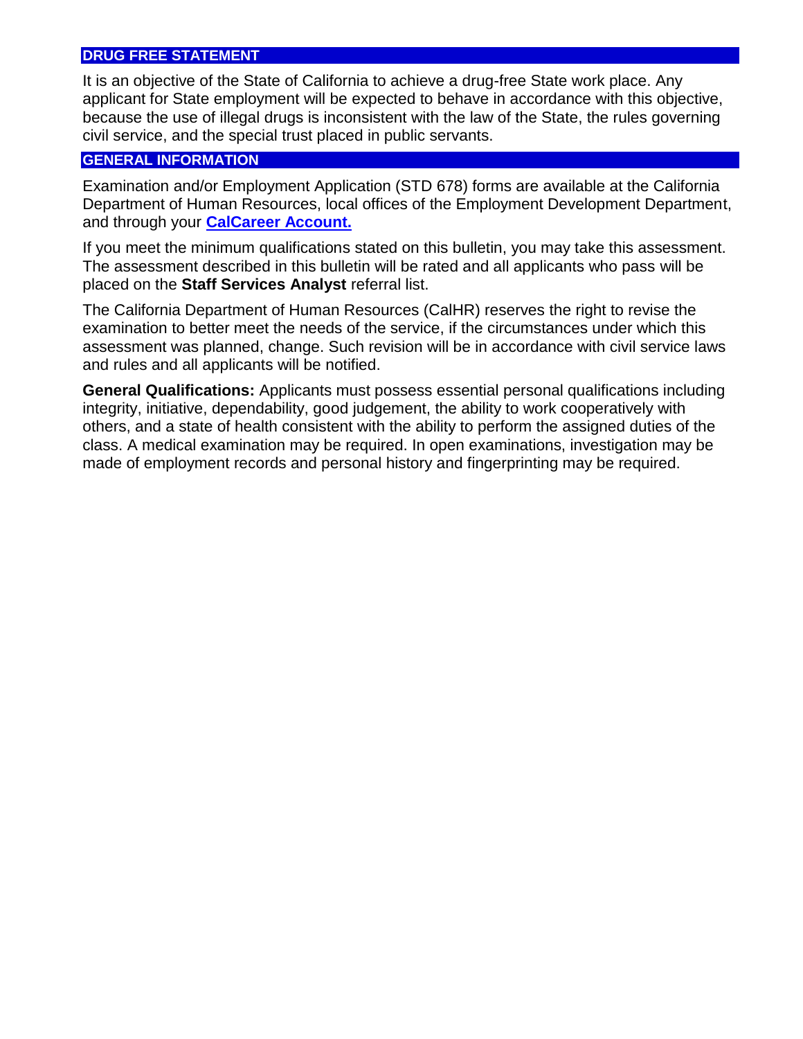## DRUG FREE STATEMENT

It is an objective of the State of California to achieve a drug-free State work place. Any applicant for State employment will be expected to behave in accordance with this objective, because the use of illegal drugs is inconsistent with the law of the State, the rules governing civil service, and the special trust placed in public servants.

## GENERAL INFORMATION

Examination and/or Employment Application (STD 678) forms are available at the California Department of Human Resources, local offices of the Employment Development Department, and through your **CalCareer Account.**

If you meet the minimum qualifications stated on this bulletin, you may take this assessment. The assessment described in this bulletin will be rated and all applicants who pass will be placed on the **Staff Services Analyst** referral list.

The California Department of Human Resources (CalHR) reserves the right to revise the examination to better meet the needs of the service, if the circumstances under which this assessment was planned, change. Such revision will be in accordance with civil service laws and rules and all applicants will be notified.

**General Qualifications:** Applicants must possess essential personal qualifications including integrity, initiative, dependability, good judgement, the ability to work cooperatively with others, and a state of health consistent with the ability to perform the assigned duties of the class. A medical examination may be required. In open examinations, investigation may be made of employment records and personal history and fingerprinting may be required.